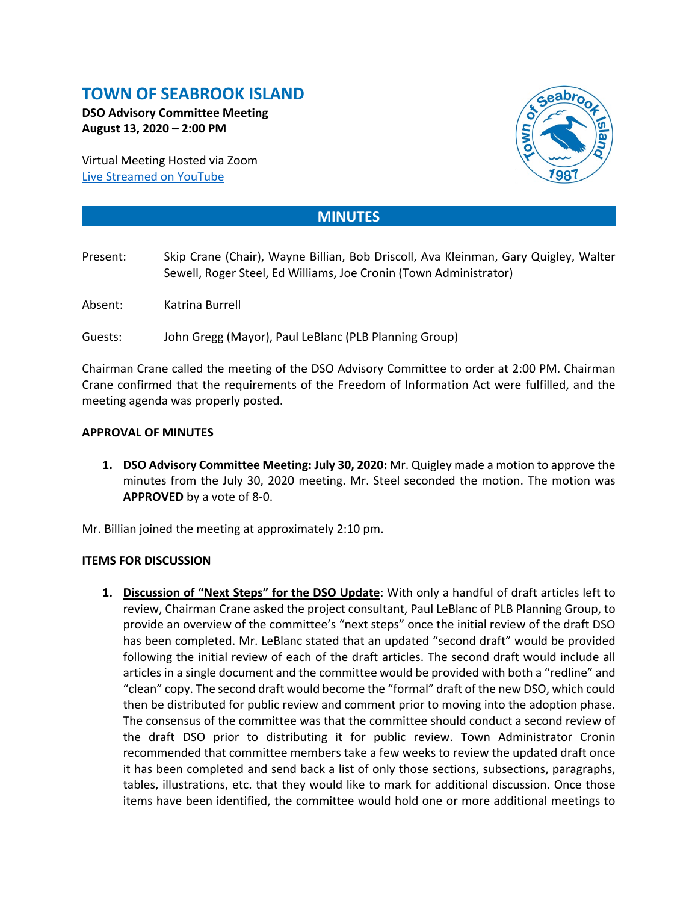# TOWN OF SEABROOK ISLAND

**DSO Advisory Committee Meeting**
**August 13, 2020 – 2:00 PM**

Virtual Meeting Hosted via Zoom
Live Streamed on YouTube

## MINUTES

Present: Skip Crane (Chair), Wayne Billian, Bob Driscoll, Ava Kleinman, Gary Quigley, Walter Sewell, Roger Steel, Ed Williams, Joe Cronin (Town Administrator)

Absent: Katrina Burrell

Guests: John Gregg (Mayor), Paul LeBlanc (PLB Planning Group)

Chairman Crane called the meeting of the DSO Advisory Committee to order at 2:00 PM. Chairman Crane confirmed that the requirements of the Freedom of Information Act were fulfilled, and the meeting agenda was properly posted.

**APPROVAL OF MINUTES**

1. **DSO Advisory Committee Meeting: July 30, 2020:** Mr. Quigley made a motion to approve the minutes from the July 30, 2020 meeting. Mr. Steel seconded the motion. The motion was **APPROVED** by a vote of 8-0.

Mr. Billian joined the meeting at approximately 2:10 pm.

**ITEMS FOR DISCUSSION**

1. **Discussion of "Next Steps" for the DSO Update**: With only a handful of draft articles left to review, Chairman Crane asked the project consultant, Paul LeBlanc of PLB Planning Group, to provide an overview of the committee's "next steps" once the initial review of the draft DSO has been completed. Mr. LeBlanc stated that an updated "second draft" would be provided following the initial review of each of the draft articles. The second draft would include all articles in a single document and the committee would be provided with both a "redline" and "clean" copy. The second draft would become the "formal" draft of the new DSO, which could then be distributed for public review and comment prior to moving into the adoption phase. The consensus of the committee was that the committee should conduct a second review of the draft DSO prior to distributing it for public review. Town Administrator Cronin recommended that committee members take a few weeks to review the updated draft once it has been completed and send back a list of only those sections, subsections, paragraphs, tables, illustrations, etc. that they would like to mark for additional discussion. Once those items have been identified, the committee would hold one or more additional meetings to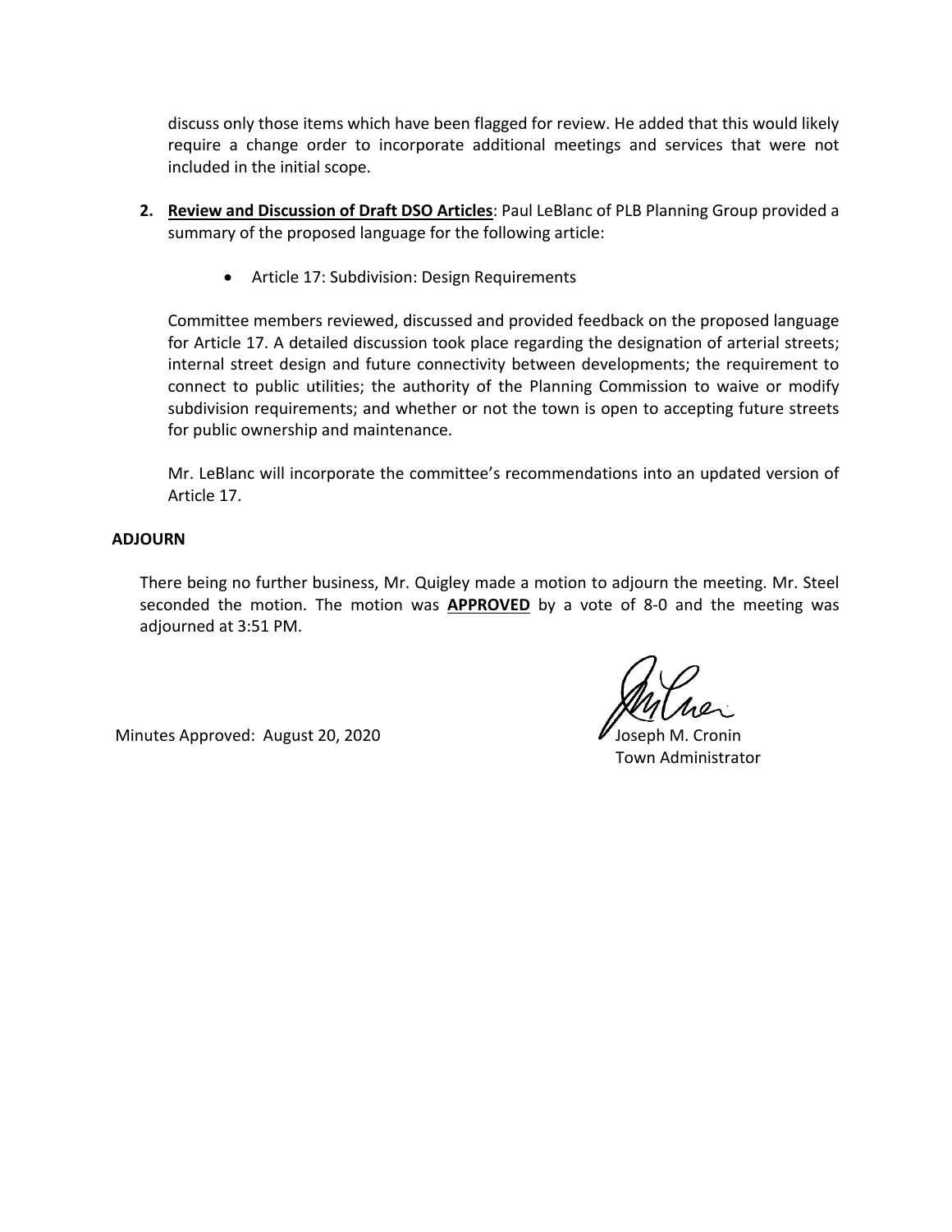discuss only those items which have been flagged for review. He added that this would likely require a change order to incorporate additional meetings and services that were not included in the initial scope.

2. **Review and Discussion of Draft DSO Articles**: Paul LeBlanc of PLB Planning Group provided a summary of the proposed language for the following article:

   - Article 17: Subdivision: Design Requirements

   Committee members reviewed, discussed and provided feedback on the proposed language for Article 17. A detailed discussion took place regarding the designation of arterial streets; internal street design and future connectivity between developments; the requirement to connect to public utilities; the authority of the Planning Commission to waive or modify subdivision requirements; and whether or not the town is open to accepting future streets for public ownership and maintenance.

   Mr. LeBlanc will incorporate the committee's recommendations into an updated version of Article 17.

**ADJOURN**

There being no further business, Mr. Quigley made a motion to adjourn the meeting. Mr. Steel seconded the motion. The motion was **APPROVED** by a vote of 8-0 and the meeting was adjourned at 3:51 PM.

Minutes Approved: August 20, 2020

Joseph M. Cronin
Town Administrator